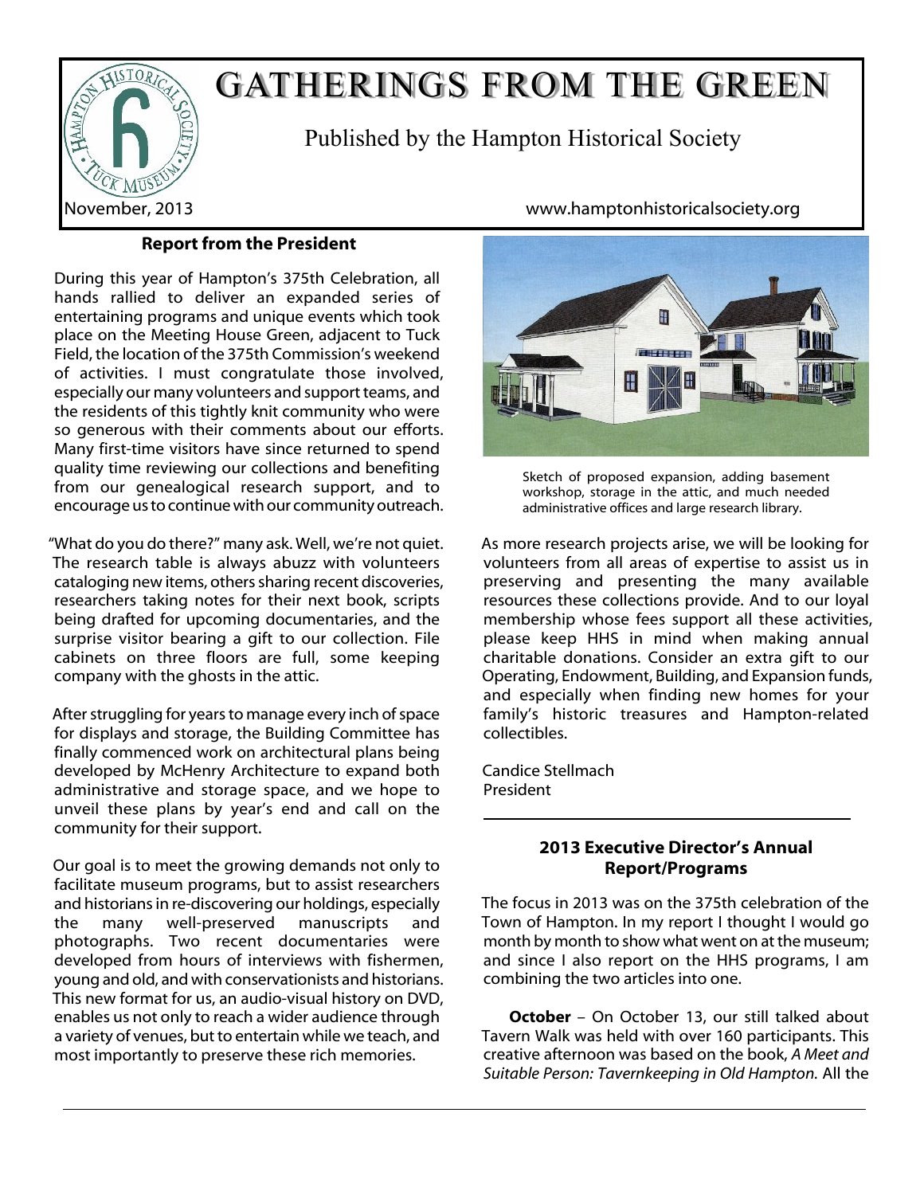# GATHERINGS FROM THE GREEN

Published by the Hampton Historical Society

November, 2013

www.hamptonhistoricalsociety.org

## Report from the President

During this year of Hampton's 375th Celebration, all hands rallied to deliver an expanded series of entertaining programs and unique events which took place on the Meeting House Green, adjacent to Tuck Field, the location of the 375th Commission's weekend of activities. I must congratulate those involved, especially our many volunteers and support teams, and the residents of this tightly knit community who were so generous with their comments about our efforts. Many first-time visitors have since returned to spend quality time reviewing our collections and benefiting from our genealogical research support, and to encourage us to continue with our community outreach.

"What do you do there?" many ask. Well, we're not quiet. The research table is always abuzz with volunteers cataloging new items, others sharing recent discoveries, researchers taking notes for their next book, scripts being drafted for upcoming documentaries, and the surprise visitor bearing a gift to our collection. File cabinets on three floors are full, some keeping company with the ghosts in the attic.

After struggling for years to manage every inch of space for displays and storage, the Building Committee has finally commenced work on architectural plans being developed by McHenry Architecture to expand both administrative and storage space, and we hope to unveil these plans by year's end and call on the community for their support.

Our goal is to meet the growing demands not only to facilitate museum programs, but to assist researchers and historians in re-discovering our holdings, especially the many well-preserved manuscripts and photographs. Two recent documentaries were developed from hours of interviews with fishermen, young and old, and with conservationists and historians. This new format for us, an audio-visual history on DVD, enables us not only to reach a wider audience through a variety of venues, but to entertain while we teach, and most importantly to preserve these rich memories.

Sketch of proposed expansion, adding basement workshop, storage in the attic, and much needed administrative offices and large research library.

As more research projects arise, we will be looking for volunteers from all areas of expertise to assist us in preserving and presenting the many available resources these collections provide. And to our loyal membership whose fees support all these activities, please keep HHS in mind when making annual charitable donations. Consider an extra gift to our Operating, Endowment, Building, and Expansion funds, and especially when finding new homes for your family's historic treasures and Hampton-related collectibles.

Candice Stellmach
President

## 2013 Executive Director's Annual Report/Programs

The focus in 2013 was on the 375th celebration of the Town of Hampton. In my report I thought I would go month by month to show what went on at the museum; and since I also report on the HHS programs, I am combining the two articles into one.

**October** – On October 13, our still talked about Tavern Walk was held with over 160 participants. This creative afternoon was based on the book, *A Meet and Suitable Person: Tavernkeeping in Old Hampton.* All the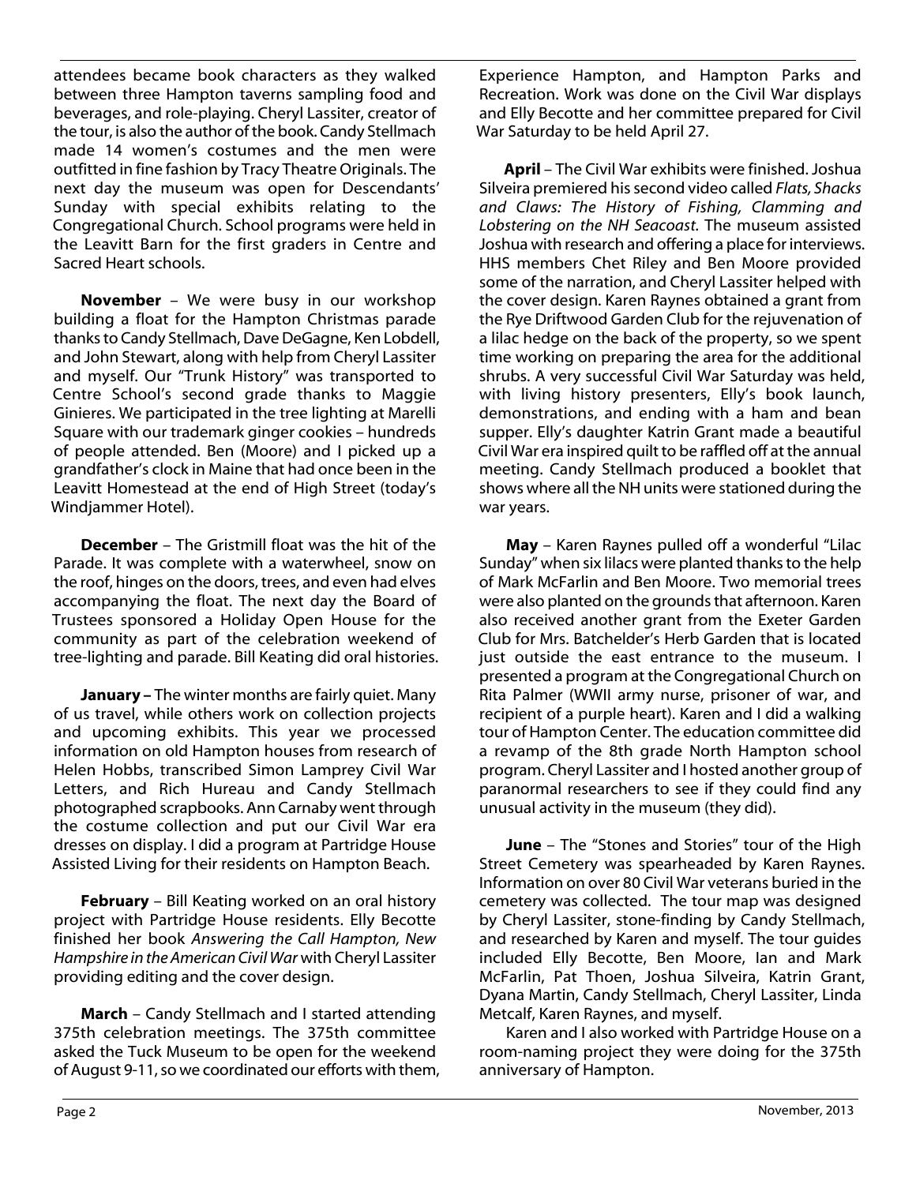attendees became book characters as they walked between three Hampton taverns sampling food and beverages, and role-playing. Cheryl Lassiter, creator of the tour, is also the author of the book. Candy Stellmach made 14 women's costumes and the men were outfitted in fine fashion by Tracy Theatre Originals. The next day the museum was open for Descendants' Sunday with special exhibits relating to the Congregational Church. School programs were held in the Leavitt Barn for the first graders in Centre and Sacred Heart schools.

**November** – We were busy in our workshop building a float for the Hampton Christmas parade thanks to Candy Stellmach, Dave DeGagne, Ken Lobdell, and John Stewart, along with help from Cheryl Lassiter and myself. Our "Trunk History" was transported to Centre School's second grade thanks to Maggie Ginieres. We participated in the tree lighting at Marelli Square with our trademark ginger cookies – hundreds of people attended. Ben (Moore) and I picked up a grandfather's clock in Maine that had once been in the Leavitt Homestead at the end of High Street (today's Windjammer Hotel).

**December** – The Gristmill float was the hit of the Parade. It was complete with a waterwheel, snow on the roof, hinges on the doors, trees, and even had elves accompanying the float. The next day the Board of Trustees sponsored a Holiday Open House for the community as part of the celebration weekend of tree-lighting and parade. Bill Keating did oral histories.

**January –** The winter months are fairly quiet. Many of us travel, while others work on collection projects and upcoming exhibits. This year we processed information on old Hampton houses from research of Helen Hobbs, transcribed Simon Lamprey Civil War Letters, and Rich Hureau and Candy Stellmach photographed scrapbooks. Ann Carnaby went through the costume collection and put our Civil War era dresses on display. I did a program at Partridge House Assisted Living for their residents on Hampton Beach.

**February** – Bill Keating worked on an oral history project with Partridge House residents. Elly Becotte finished her book *Answering the Call Hampton, New Hampshire in the American Civil War* with Cheryl Lassiter providing editing and the cover design.

**March** – Candy Stellmach and I started attending 375th celebration meetings. The 375th committee asked the Tuck Museum to be open for the weekend of August 9-11, so we coordinated our efforts with them, Experience Hampton, and Hampton Parks and Recreation. Work was done on the Civil War displays and Elly Becotte and her committee prepared for Civil War Saturday to be held April 27.

**April** – The Civil War exhibits were finished. Joshua Silveira premiered his second video called *Flats, Shacks and Claws: The History of Fishing, Clamming and Lobstering on the NH Seacoast.* The museum assisted Joshua with research and offering a place for interviews. HHS members Chet Riley and Ben Moore provided some of the narration, and Cheryl Lassiter helped with the cover design. Karen Raynes obtained a grant from the Rye Driftwood Garden Club for the rejuvenation of a lilac hedge on the back of the property, so we spent time working on preparing the area for the additional shrubs. A very successful Civil War Saturday was held, with living history presenters, Elly's book launch, demonstrations, and ending with a ham and bean supper. Elly's daughter Katrin Grant made a beautiful Civil War era inspired quilt to be raffled off at the annual meeting. Candy Stellmach produced a booklet that shows where all the NH units were stationed during the war years.

**May** – Karen Raynes pulled off a wonderful "Lilac Sunday" when six lilacs were planted thanks to the help of Mark McFarlin and Ben Moore. Two memorial trees were also planted on the grounds that afternoon. Karen also received another grant from the Exeter Garden Club for Mrs. Batchelder's Herb Garden that is located just outside the east entrance to the museum. I presented a program at the Congregational Church on Rita Palmer (WWII army nurse, prisoner of war, and recipient of a purple heart). Karen and I did a walking tour of Hampton Center. The education committee did a revamp of the 8th grade North Hampton school program. Cheryl Lassiter and I hosted another group of paranormal researchers to see if they could find any unusual activity in the museum (they did).

**June** – The "Stones and Stories" tour of the High Street Cemetery was spearheaded by Karen Raynes. Information on over 80 Civil War veterans buried in the cemetery was collected. The tour map was designed by Cheryl Lassiter, stone-finding by Candy Stellmach, and researched by Karen and myself. The tour guides included Elly Becotte, Ben Moore, Ian and Mark McFarlin, Pat Thoen, Joshua Silveira, Katrin Grant, Dyana Martin, Candy Stellmach, Cheryl Lassiter, Linda Metcalf, Karen Raynes, and myself.

Karen and I also worked with Partridge House on a room-naming project they were doing for the 375th anniversary of Hampton.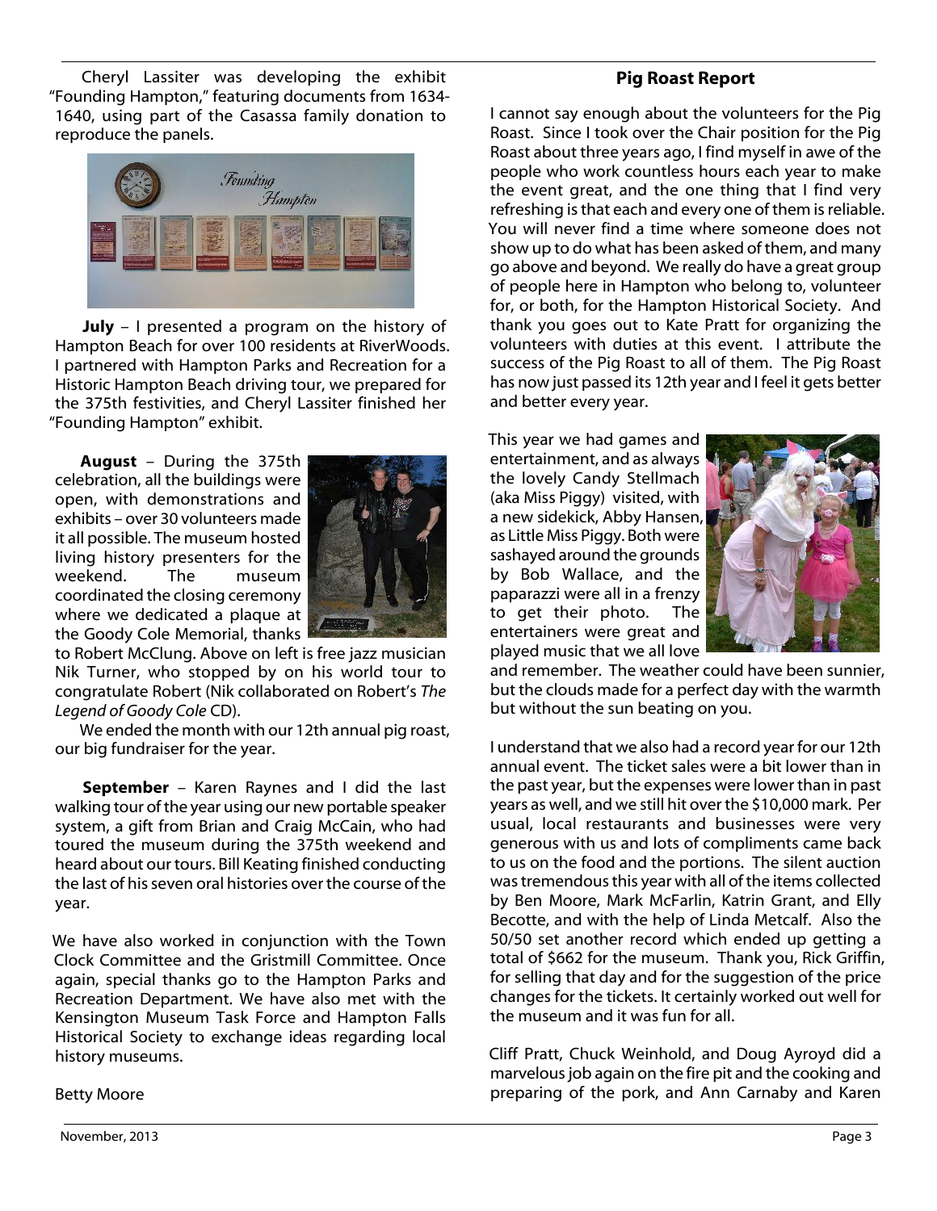Cheryl Lassiter was developing the exhibit "Founding Hampton," featuring documents from 1634-1640, using part of the Casassa family donation to reproduce the panels.

**July** – I presented a program on the history of Hampton Beach for over 100 residents at RiverWoods. I partnered with Hampton Parks and Recreation for a Historic Hampton Beach driving tour, we prepared for the 375th festivities, and Cheryl Lassiter finished her "Founding Hampton" exhibit.

**August** – During the 375th celebration, all the buildings were open, with demonstrations and exhibits – over 30 volunteers made it all possible. The museum hosted living history presenters for the weekend. The museum coordinated the closing ceremony where we dedicated a plaque at the Goody Cole Memorial, thanks to Robert McClung. Above on left is free jazz musician Nik Turner, who stopped by on his world tour to congratulate Robert (Nik collaborated on Robert's *The Legend of Goody Cole* CD).

We ended the month with our 12th annual pig roast, our big fundraiser for the year.

**September** – Karen Raynes and I did the last walking tour of the year using our new portable speaker system, a gift from Brian and Craig McCain, who had toured the museum during the 375th weekend and heard about our tours. Bill Keating finished conducting the last of his seven oral histories over the course of the year.

We have also worked in conjunction with the Town Clock Committee and the Gristmill Committee. Once again, special thanks go to the Hampton Parks and Recreation Department. We have also met with the Kensington Museum Task Force and Hampton Falls Historical Society to exchange ideas regarding local history museums.

Betty Moore

## Pig Roast Report

I cannot say enough about the volunteers for the Pig Roast. Since I took over the Chair position for the Pig Roast about three years ago, I find myself in awe of the people who work countless hours each year to make the event great, and the one thing that I find very refreshing is that each and every one of them is reliable. You will never find a time where someone does not show up to do what has been asked of them, and many go above and beyond. We really do have a great group of people here in Hampton who belong to, volunteer for, or both, for the Hampton Historical Society. And thank you goes out to Kate Pratt for organizing the volunteers with duties at this event. I attribute the success of the Pig Roast to all of them. The Pig Roast has now just passed its 12th year and I feel it gets better and better every year.

This year we had games and entertainment, and as always the lovely Candy Stellmach (aka Miss Piggy) visited, with a new sidekick, Abby Hansen, as Little Miss Piggy. Both were sashayed around the grounds by Bob Wallace, and the paparazzi were all in a frenzy to get their photo. The entertainers were great and played music that we all love and remember. The weather could have been sunnier, but the clouds made for a perfect day with the warmth but without the sun beating on you.

I understand that we also had a record year for our 12th annual event. The ticket sales were a bit lower than in the past year, but the expenses were lower than in past years as well, and we still hit over the $10,000 mark. Per usual, local restaurants and businesses were very generous with us and lots of compliments came back to us on the food and the portions. The silent auction was tremendous this year with all of the items collected by Ben Moore, Mark McFarlin, Katrin Grant, and Elly Becotte, and with the help of Linda Metcalf. Also the 50/50 set another record which ended up getting a total of $662 for the museum. Thank you, Rick Griffin, for selling that day and for the suggestion of the price changes for the tickets. It certainly worked out well for the museum and it was fun for all.

Cliff Pratt, Chuck Weinhold, and Doug Ayroyd did a marvelous job again on the fire pit and the cooking and preparing of the pork, and Ann Carnaby and Karen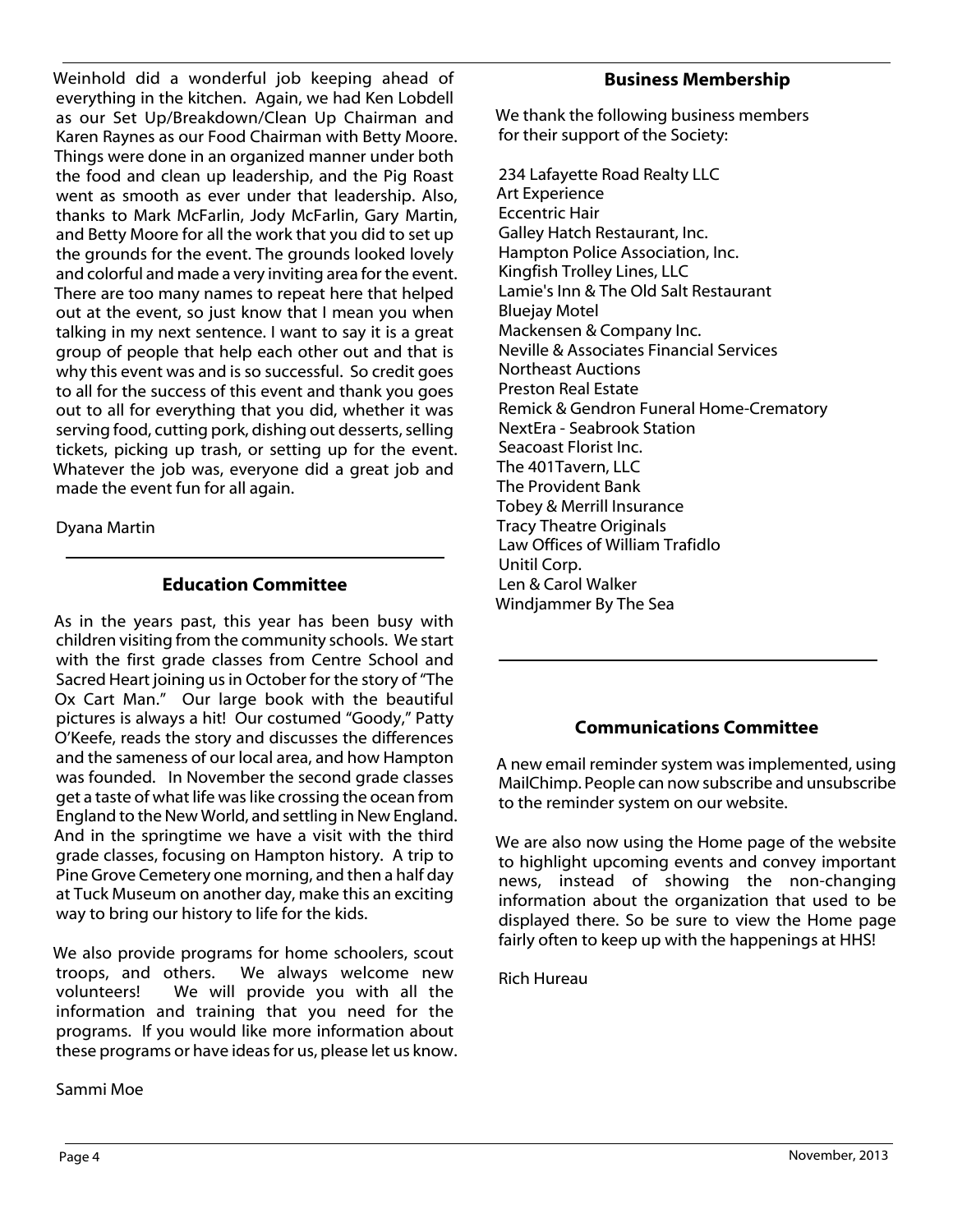Weinhold did a wonderful job keeping ahead of everything in the kitchen. Again, we had Ken Lobdell as our Set Up/Breakdown/Clean Up Chairman and Karen Raynes as our Food Chairman with Betty Moore. Things were done in an organized manner under both the food and clean up leadership, and the Pig Roast went as smooth as ever under that leadership. Also, thanks to Mark McFarlin, Jody McFarlin, Gary Martin, and Betty Moore for all the work that you did to set up the grounds for the event. The grounds looked lovely and colorful and made a very inviting area for the event. There are too many names to repeat here that helped out at the event, so just know that I mean you when talking in my next sentence. I want to say it is a great group of people that help each other out and that is why this event was and is so successful. So credit goes to all for the success of this event and thank you goes out to all for everything that you did, whether it was serving food, cutting pork, dishing out desserts, selling tickets, picking up trash, or setting up for the event. Whatever the job was, everyone did a great job and made the event fun for all again.

Dyana Martin

## Education Committee

As in the years past, this year has been busy with children visiting from the community schools. We start with the first grade classes from Centre School and Sacred Heart joining us in October for the story of "The Ox Cart Man." Our large book with the beautiful pictures is always a hit! Our costumed "Goody," Patty O'Keefe, reads the story and discusses the differences and the sameness of our local area, and how Hampton was founded. In November the second grade classes get a taste of what life was like crossing the ocean from England to the New World, and settling in New England. And in the springtime we have a visit with the third grade classes, focusing on Hampton history. A trip to Pine Grove Cemetery one morning, and then a half day at Tuck Museum on another day, make this an exciting way to bring our history to life for the kids.

We also provide programs for home schoolers, scout troops, and others. We always welcome new volunteers! We will provide you with all the information and training that you need for the programs. If you would like more information about these programs or have ideas for us, please let us know.

Sammi Moe

## Business Membership

We thank the following business members for their support of the Society:

234 Lafayette Road Realty LLC  
Art Experience  
Eccentric Hair  
Galley Hatch Restaurant, Inc.  
Hampton Police Association, Inc.  
Kingfish Trolley Lines, LLC  
Lamie's Inn & The Old Salt Restaurant  
Bluejay Motel  
Mackensen & Company Inc.  
Neville & Associates Financial Services  
Northeast Auctions  
Preston Real Estate  
Remick & Gendron Funeral Home-Crematory  
NextEra - Seabrook Station  
Seacoast Florist Inc.  
The 401Tavern, LLC  
The Provident Bank  
Tobey & Merrill Insurance  
Tracy Theatre Originals  
Law Offices of William Trafidlo  
Unitil Corp.  
Len & Carol Walker  
Windjammer By The Sea

## Communications Committee

A new email reminder system was implemented, using MailChimp. People can now subscribe and unsubscribe to the reminder system on our website.

We are also now using the Home page of the website to highlight upcoming events and convey important news, instead of showing the non-changing information about the organization that used to be displayed there. So be sure to view the Home page fairly often to keep up with the happenings at HHS!

Rich Hureau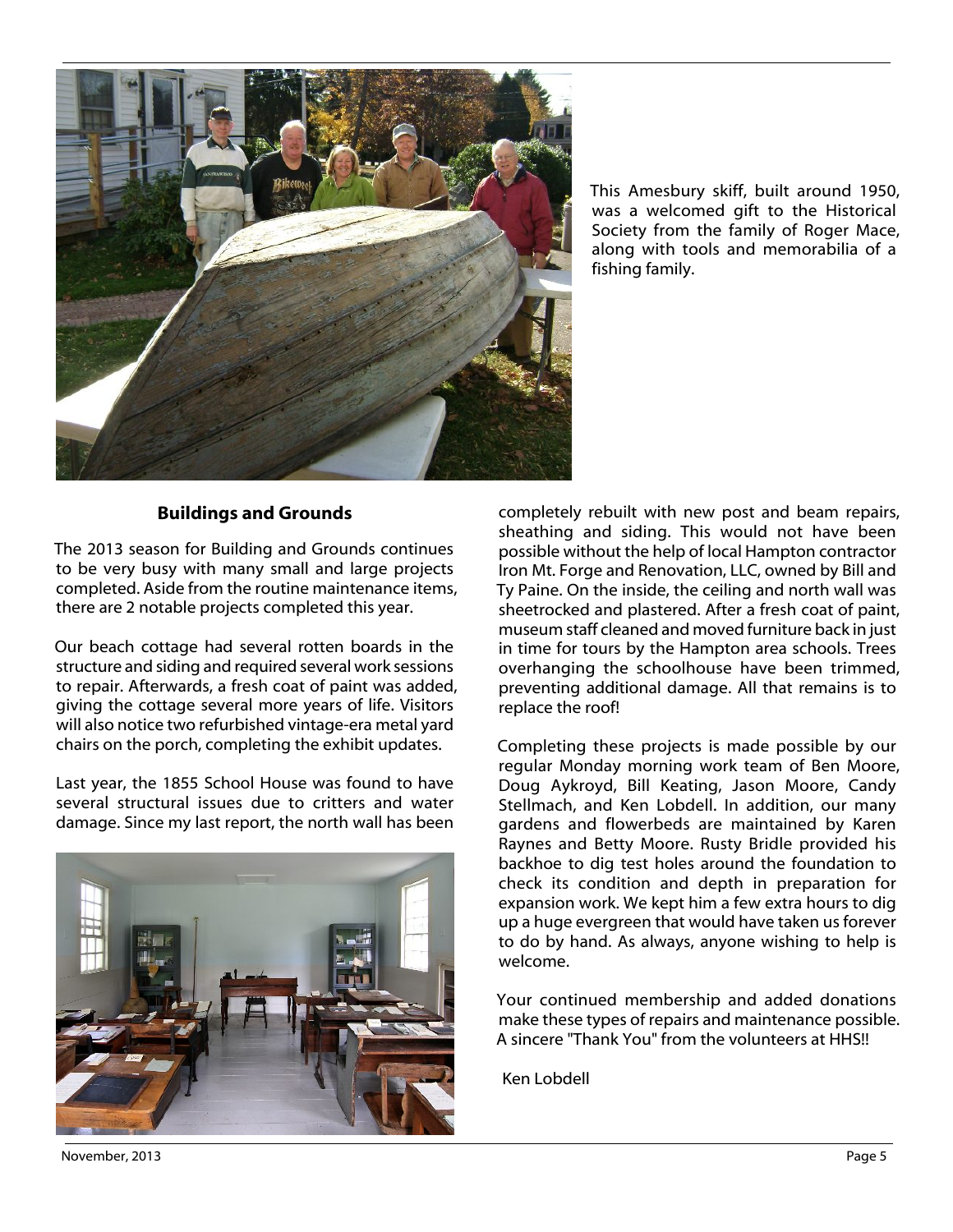This Amesbury skiff, built around 1950, was a welcomed gift to the Historical Society from the family of Roger Mace, along with tools and memorabilia of a fishing family.

### Buildings and Grounds

The 2013 season for Building and Grounds continues to be very busy with many small and large projects completed. Aside from the routine maintenance items, there are 2 notable projects completed this year.

Our beach cottage had several rotten boards in the structure and siding and required several work sessions to repair. Afterwards, a fresh coat of paint was added, giving the cottage several more years of life. Visitors will also notice two refurbished vintage-era metal yard chairs on the porch, completing the exhibit updates.

Last year, the 1855 School House was found to have several structural issues due to critters and water damage. Since my last report, the north wall has been completely rebuilt with new post and beam repairs, sheathing and siding. This would not have been possible without the help of local Hampton contractor Iron Mt. Forge and Renovation, LLC, owned by Bill and Ty Paine. On the inside, the ceiling and north wall was sheetrocked and plastered. After a fresh coat of paint, museum staff cleaned and moved furniture back in just in time for tours by the Hampton area schools. Trees overhanging the schoolhouse have been trimmed, preventing additional damage. All that remains is to replace the roof!

Completing these projects is made possible by our regular Monday morning work team of Ben Moore, Doug Aykroyd, Bill Keating, Jason Moore, Candy Stellmach, and Ken Lobdell. In addition, our many gardens and flowerbeds are maintained by Karen Raynes and Betty Moore. Rusty Bridle provided his backhoe to dig test holes around the foundation to check its condition and depth in preparation for expansion work. We kept him a few extra hours to dig up a huge evergreen that would have taken us forever to do by hand. As always, anyone wishing to help is welcome.

Your continued membership and added donations make these types of repairs and maintenance possible. A sincere "Thank You" from the volunteers at HHS!!

Ken Lobdell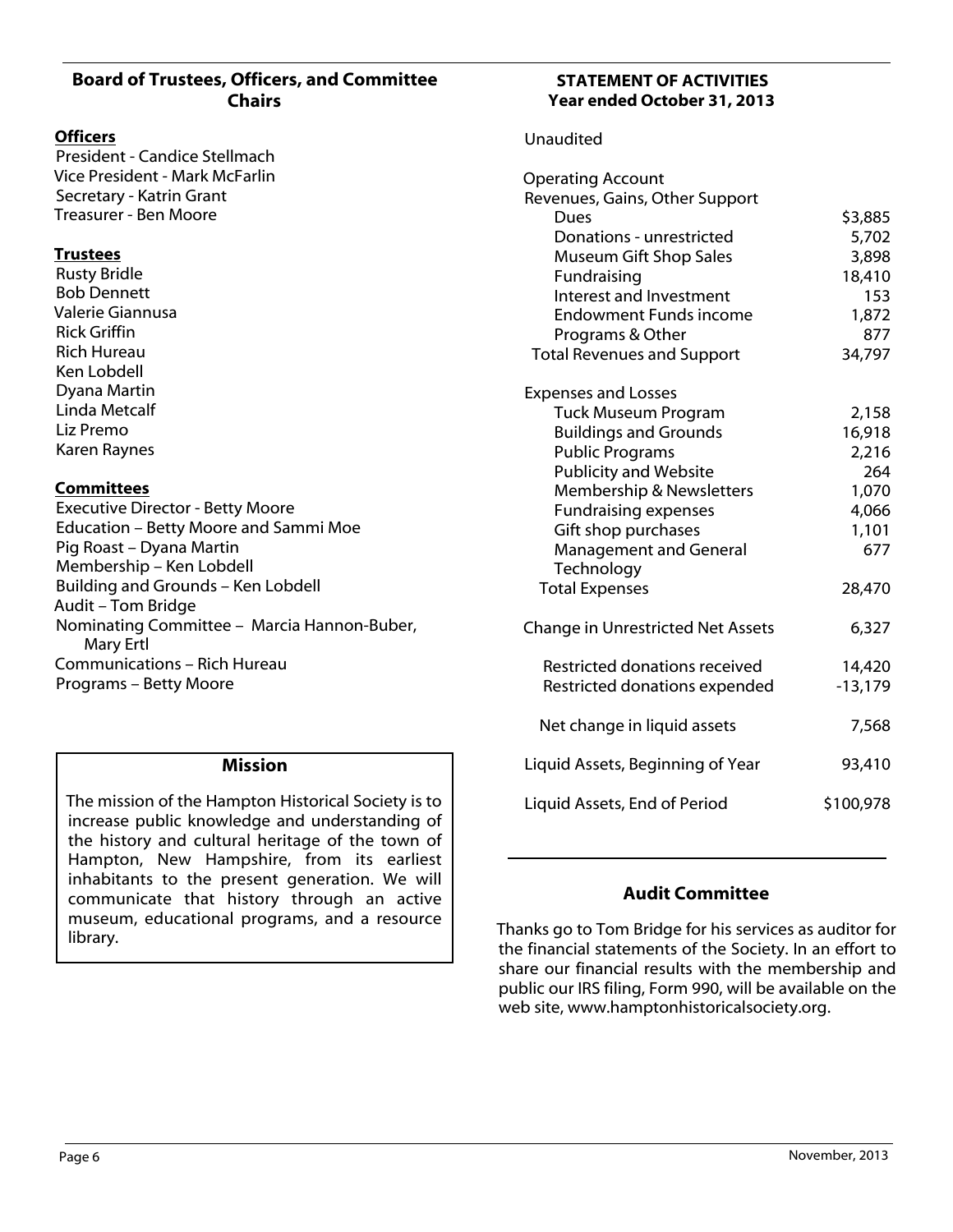## Board of Trustees, Officers, and Committee Chairs

**Officers**

President - Candice Stellmach
Vice President - Mark McFarlin
Secretary - Katrin Grant
Treasurer - Ben Moore

**Trustees**

Rusty Bridle
Bob Dennett
Valerie Giannusa
Rick Griffin
Rich Hureau
Ken Lobdell
Dyana Martin
Linda Metcalf
Liz Premo
Karen Raynes

**Committees**

Executive Director - Betty Moore
Education – Betty Moore and Sammi Moe
Pig Roast – Dyana Martin
Membership – Ken Lobdell
Building and Grounds – Ken Lobdell
Audit – Tom Bridge
Nominating Committee – Marcia Hannon-Buber, Mary Ertl
Communications – Rich Hureau
Programs – Betty Moore

### Mission

The mission of the Hampton Historical Society is to increase public knowledge and understanding of the history and cultural heritage of the town of Hampton, New Hampshire, from its earliest inhabitants to the present generation. We will communicate that history through an active museum, educational programs, and a resource library.

## STATEMENT OF ACTIVITIES
## Year ended October 31, 2013

Unaudited

| | |
|---|---|
| Operating Account | |
| Revenues, Gains, Other Support | |
| Dues | $3,885 |
| Donations - unrestricted | 5,702 |
| Museum Gift Shop Sales | 3,898 |
| Fundraising | 18,410 |
| Interest and Investment | 153 |
| Endowment Funds income | 1,872 |
| Programs & Other | 877 |
| Total Revenues and Support | 34,797 |
| Expenses and Losses | |
| Tuck Museum Program | 2,158 |
| Buildings and Grounds | 16,918 |
| Public Programs | 2,216 |
| Publicity and Website | 264 |
| Membership & Newsletters | 1,070 |
| Fundraising expenses | 4,066 |
| Gift shop purchases | 1,101 |
| Management and General | 677 |
| Technology | |
| Total Expenses | 28,470 |
| Change in Unrestricted Net Assets | 6,327 |
| Restricted donations received | 14,420 |
| Restricted donations expended | -13,179 |
| Net change in liquid assets | 7,568 |
| Liquid Assets, Beginning of Year | 93,410 |
| Liquid Assets, End of Period | $100,978 |

### Audit Committee

Thanks go to Tom Bridge for his services as auditor for the financial statements of the Society. In an effort to share our financial results with the membership and public our IRS filing, Form 990, will be available on the web site, www.hamptonhistoricalsociety.org.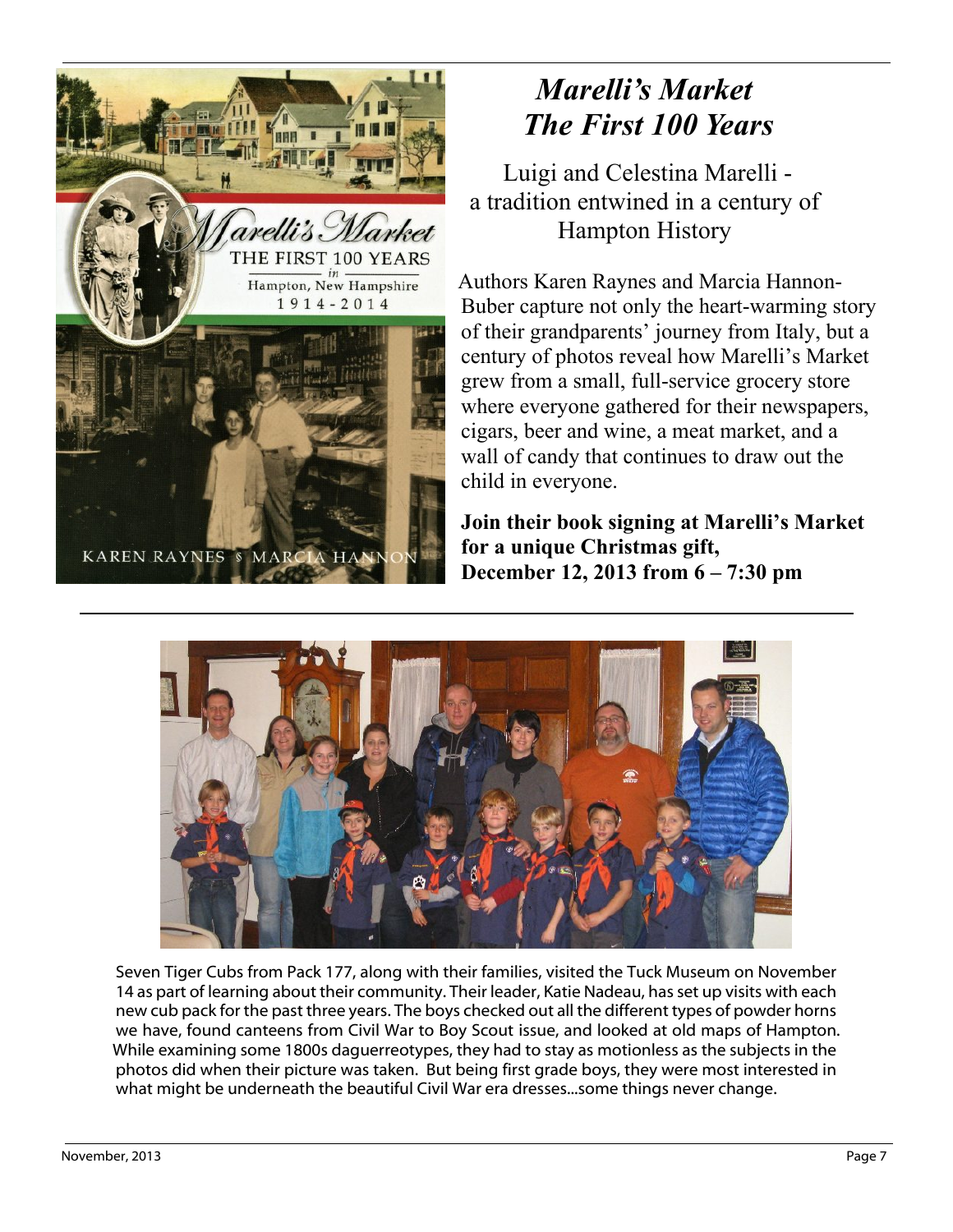# *Marelli's Market The First 100 Years*

Luigi and Celestina Marelli - a tradition entwined in a century of Hampton History

Authors Karen Raynes and Marcia Hannon-Buber capture not only the heart-warming story of their grandparents' journey from Italy, but a century of photos reveal how Marelli's Market grew from a small, full-service grocery store where everyone gathered for their newspapers, cigars, beer and wine, a meat market, and a wall of candy that continues to draw out the child in everyone.

**Join their book signing at Marelli's Market for a unique Christmas gift, December 12, 2013 from 6 – 7:30 pm**

Seven Tiger Cubs from Pack 177, along with their families, visited the Tuck Museum on November 14 as part of learning about their community. Their leader, Katie Nadeau, has set up visits with each new cub pack for the past three years. The boys checked out all the different types of powder horns we have, found canteens from Civil War to Boy Scout issue, and looked at old maps of Hampton. While examining some 1800s daguerreotypes, they had to stay as motionless as the subjects in the photos did when their picture was taken. But being first grade boys, they were most interested in what might be underneath the beautiful Civil War era dresses...some things never change.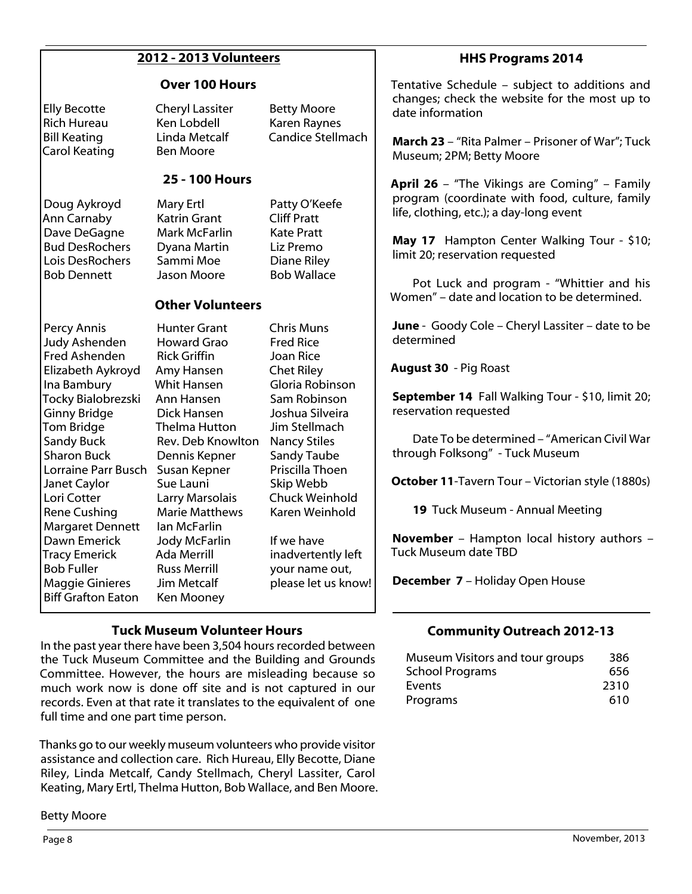## 2012 - 2013 Volunteers

### Over 100 Hours

| | | |
|---|---|---|
| Elly Becotte | Cheryl Lassiter | Betty Moore |
| Rich Hureau | Ken Lobdell | Karen Raynes |
| Bill Keating | Linda Metcalf | Candice Stellmach |
| Carol Keating | Ben Moore | |

### 25 - 100 Hours

| | | |
|---|---|---|
| Doug Aykroyd | Mary Ertl | Patty O'Keefe |
| Ann Carnaby | Katrin Grant | Cliff Pratt |
| Dave DeGagne | Mark McFarlin | Kate Pratt |
| Bud DesRochers | Dyana Martin | Liz Premo |
| Lois DesRochers | Sammi Moe | Diane Riley |
| Bob Dennett | Jason Moore | Bob Wallace |

### Other Volunteers

| | | |
|---|---|---|
| Percy Annis | Hunter Grant | Chris Muns |
| Judy Ashenden | Howard Grao | Fred Rice |
| Fred Ashenden | Rick Griffin | Joan Rice |
| Elizabeth Aykroyd | Amy Hansen | Chet Riley |
| Ina Bambury | Whit Hansen | Gloria Robinson |
| Tocky Bialobrezski | Ann Hansen | Sam Robinson |
| Ginny Bridge | Dick Hansen | Joshua Silveira |
| Tom Bridge | Thelma Hutton | Jim Stellmach |
| Sandy Buck | Rev. Deb Knowlton | Nancy Stiles |
| Sharon Buck | Dennis Kepner | Sandy Taube |
| Lorraine Parr Busch | Susan Kepner | Priscilla Thoen |
| Janet Caylor | Sue Launi | Skip Webb |
| Lori Cotter | Larry Marsolais | Chuck Weinhold |
| Rene Cushing | Marie Matthews | Karen Weinhold |
| Margaret Dennett | Ian McFarlin | |
| Dawn Emerick | Jody McFarlin | If we have |
| Tracy Emerick | Ada Merrill | inadvertently left |
| Bob Fuller | Russ Merrill | your name out, |
| Maggie Ginieres | Jim Metcalf | please let us know! |
| Biff Grafton Eaton | Ken Mooney | |

## Tuck Museum Volunteer Hours

In the past year there have been 3,504 hours recorded between the Tuck Museum Committee and the Building and Grounds Committee. However, the hours are misleading because so much work now is done off site and is not captured in our records. Even at that rate it translates to the equivalent of one full time and one part time person.

Thanks go to our weekly museum volunteers who provide visitor assistance and collection care. Rich Hureau, Elly Becotte, Diane Riley, Linda Metcalf, Candy Stellmach, Cheryl Lassiter, Carol Keating, Mary Ertl, Thelma Hutton, Bob Wallace, and Ben Moore.

Betty Moore

## HHS Programs 2014

Tentative Schedule – subject to additions and changes; check the website for the most up to date information

**March 23** – "Rita Palmer – Prisoner of War"; Tuck Museum; 2PM; Betty Moore

**April 26** – "The Vikings are Coming" – Family program (coordinate with food, culture, family life, clothing, etc.); a day-long event

**May 17** Hampton Center Walking Tour - $10; limit 20; reservation requested

Pot Luck and program - "Whittier and his Women" – date and location to be determined.

**June** - Goody Cole – Cheryl Lassiter – date to be determined

**August 30** - Pig Roast

**September 14** Fall Walking Tour - $10, limit 20; reservation requested

Date To be determined – "American Civil War through Folksong" - Tuck Museum

**October 11**-Tavern Tour – Victorian style (1880s)

**19** Tuck Museum - Annual Meeting

**November** – Hampton local history authors – Tuck Museum date TBD

**December 7** – Holiday Open House

## Community Outreach 2012-13

| | |
|---|---|
| Museum Visitors and tour groups | 386 |
| School Programs | 656 |
| Events | 2310 |
| Programs | 610 |